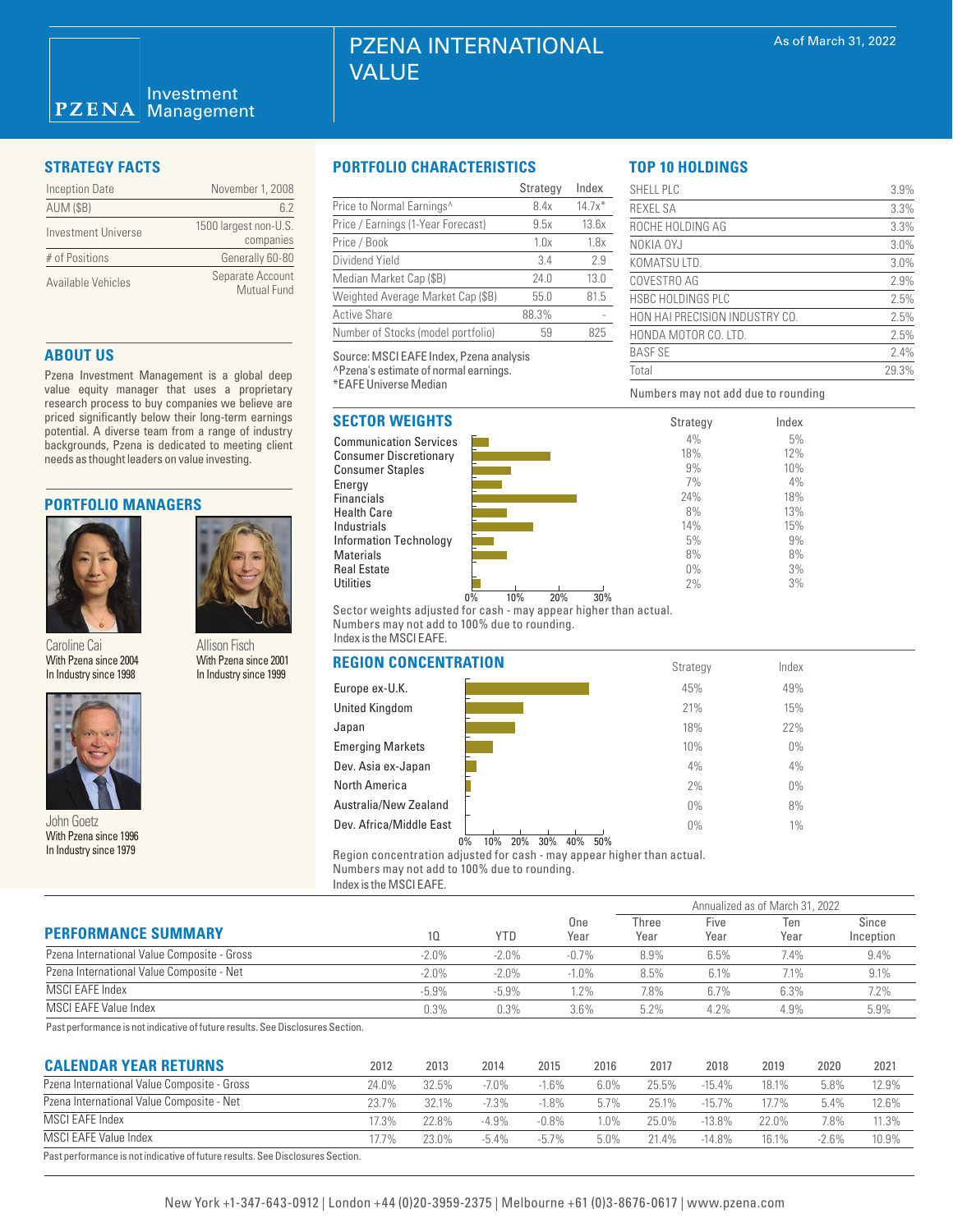# PZENA INTERNATIONAL VALUE

PZENA Investment Management

As of March 31, 2022

## STRATEGY FACTS

| | |
|---|---|
| Inception Date | November 1, 2008 |
| AUM ($B) | 6.2 |
| Investment Universe | 1500 largest non-U.S. companies |
| # of Positions | Generally 60-80 |
| Available Vehicles | Separate Account Mutual Fund |

## ABOUT US

Pzena Investment Management is a global deep value equity manager that uses a proprietary research process to buy companies we believe are priced significantly below their long-term earnings potential. A diverse team from a range of industry backgrounds, Pzena is dedicated to meeting client needs as thought leaders on value investing.

## PORTFOLIO MANAGERS

Caroline Cai
With Pzena since 2004
In Industry since 1998

Allison Fisch
With Pzena since 2001
In Industry since 1999

John Goetz
With Pzena since 1996
In Industry since 1979

## PORTFOLIO CHARACTERISTICS

| | Strategy | Index |
|---|---|---|
| Price to Normal Earnings^ | 8.4x | 14.7x* |
| Price / Earnings (1-Year Forecast) | 9.5x | 13.6x |
| Price / Book | 1.0x | 1.8x |
| Dividend Yield | 3.4 | 2.9 |
| Median Market Cap ($B) | 24.0 | 13.0 |
| Weighted Average Market Cap ($B) | 55.0 | 81.5 |
| Active Share | 88.3% | - |
| Number of Stocks (model portfolio) | 59 | 825 |

Source: MSCI EAFE Index, Pzena analysis
^Pzena's estimate of normal earnings.
*EAFE Universe Median

## TOP 10 HOLDINGS

| | |
|---|---|
| SHELL PLC | 3.9% |
| REXEL SA | 3.3% |
| ROCHE HOLDING AG | 3.3% |
| NOKIA OYJ | 3.0% |
| KOMATSU LTD. | 3.0% |
| COVESTRO AG | 2.9% |
| HSBC HOLDINGS PLC | 2.5% |
| HON HAI PRECISION INDUSTRY CO. | 2.5% |
| HONDA MOTOR CO. LTD. | 2.5% |
| BASF SE | 2.4% |
| Total | 29.3% |

Numbers may not add due to rounding

## SECTOR WEIGHTS

| | Strategy | Index |
|---|---|---|
| Communication Services | 4% | 5% |
| Consumer Discretionary | 18% | 12% |
| Consumer Staples | 9% | 10% |
| Energy | 7% | 4% |
| Financials | 24% | 18% |
| Health Care | 8% | 13% |
| Industrials | 14% | 15% |
| Information Technology | 5% | 9% |
| Materials | 8% | 8% |
| Real Estate | 0% | 3% |
| Utilities | 2% | 3% |

Sector weights adjusted for cash - may appear higher than actual.
Numbers may not add to 100% due to rounding.
Index is the MSCI EAFE.

## REGION CONCENTRATION

| | Strategy | Index |
|---|---|---|
| Europe ex-U.K. | 45% | 49% |
| United Kingdom | 21% | 15% |
| Japan | 18% | 22% |
| Emerging Markets | 10% | 0% |
| Dev. Asia ex-Japan | 4% | 4% |
| North America | 2% | 0% |
| Australia/New Zealand | 0% | 8% |
| Dev. Africa/Middle East | 0% | 1% |

Region concentration adjusted for cash - may appear higher than actual.
Numbers may not add to 100% due to rounding.
Index is the MSCI EAFE.

## PERFORMANCE SUMMARY

| | | | | Annualized as of March 31, 2022 | | | |
|---|---|---|---|---|---|---|---|
| | 1Q | YTD | One Year | Three Year | Five Year | Ten Year | Since Inception |
| Pzena International Value Composite - Gross | -2.0% | -2.0% | -0.7% | 8.9% | 6.5% | 7.4% | 9.4% |
| Pzena International Value Composite - Net | -2.0% | -2.0% | -1.0% | 8.5% | 6.1% | 7.1% | 9.1% |
| MSCI EAFE Index | -5.9% | -5.9% | 1.2% | 7.8% | 6.7% | 6.3% | 7.2% |
| MSCI EAFE Value Index | 0.3% | 0.3% | 3.6% | 5.2% | 4.2% | 4.9% | 5.9% |

Past performance is not indicative of future results. See Disclosures Section.

## CALENDAR YEAR RETURNS

| | 2012 | 2013 | 2014 | 2015 | 2016 | 2017 | 2018 | 2019 | 2020 | 2021 |
|---|---|---|---|---|---|---|---|---|---|---|
| Pzena International Value Composite - Gross | 24.0% | 32.5% | -7.0% | -1.6% | 6.0% | 25.5% | -15.4% | 18.1% | 5.8% | 12.9% |
| Pzena International Value Composite - Net | 23.7% | 32.1% | -7.3% | -1.8% | 5.7% | 25.1% | -15.7% | 17.7% | 5.4% | 12.6% |
| MSCI EAFE Index | 17.3% | 22.8% | -4.9% | -0.8% | 1.0% | 25.0% | -13.8% | 22.0% | 7.8% | 11.3% |
| MSCI EAFE Value Index | 17.7% | 23.0% | -5.4% | -5.7% | 5.0% | 21.4% | -14.8% | 16.1% | -2.6% | 10.9% |

Past performance is not indicative of future results. See Disclosures Section.

New York +1-347-643-0912 | London +44 (0)20-3959-2375 | Melbourne +61 (0)3-8676-0617 | www.pzena.com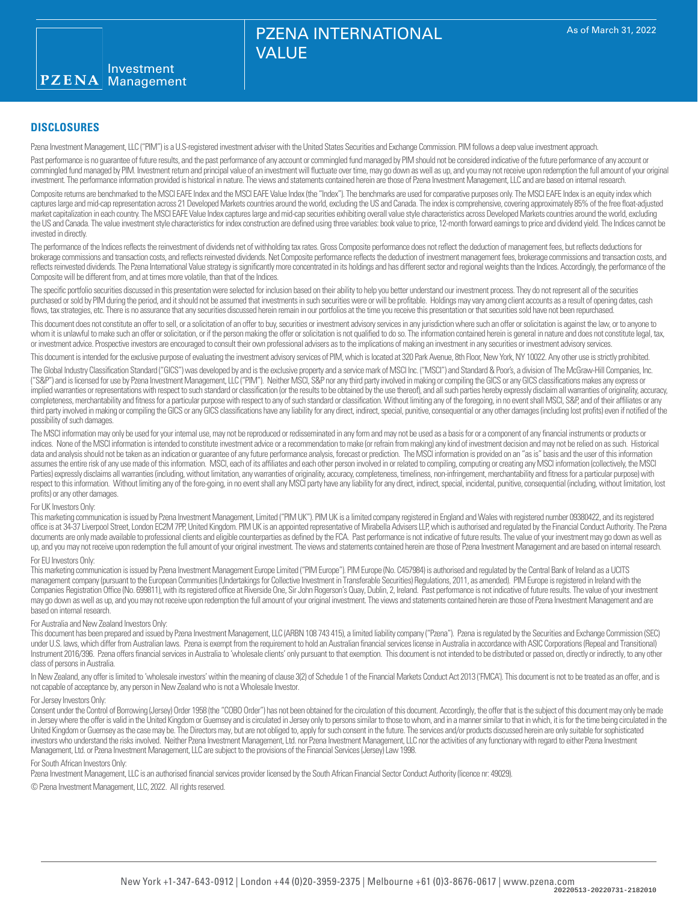## DISCLOSURES

Pzena Investment Management, LLC ("PIM") is a U.S-registered investment adviser with the United States Securities and Exchange Commission. PIM follows a deep value investment approach.

Past performance is no guarantee of future results, and the past performance of any account or commingled fund managed by PIM should not be considered indicative of the future performance of any account or commingled fund managed by PIM. Investment return and principal value of an investment will fluctuate over time, may go down as well as up, and you may not receive upon redemption the full amount of your original investment. The performance information provided is historical in nature. The views and statements contained herein are those of Pzena Investment Management, LLC and are based on internal research.

Composite returns are benchmarked to the MSCI EAFE Index and the MSCI EAFE Value Index (the "Index"). The benchmarks are used for comparative purposes only. The MSCI EAFE Index is an equity index which captures large and mid-cap representation across 21 Developed Markets countries around the world, excluding the US and Canada. The index is comprehensive, covering approximately 85% of the free float-adjusted market capitalization in each country. The MSCI EAFE Value Index captures large and mid-cap securities exhibiting overall value style characteristics across Developed Markets countries around the world, excluding the US and Canada. The value investment style characteristics for index construction are defined using three variables: book value to price, 12-month forward earnings to price and dividend yield. The Indices cannot be invested in directly.

The performance of the Indices reflects the reinvestment of dividends net of withholding tax rates. Gross Composite performance does not reflect the deduction of management fees, but reflects deductions for brokerage commissions and transaction costs, and reflects reinvested dividends. Net Composite performance reflects the deduction of investment management fees, brokerage commissions and transaction costs, and reflects reinvested dividends. The Pzena International Value strategy is significantly more concentrated in its holdings and has different sector and regional weights than the Indices. Accordingly, the performance of the Composite will be different from, and at times more volatile, than that of the Indices.

The specific portfolio securities discussed in this presentation were selected for inclusion based on their ability to help you better understand our investment process. They do not represent all of the securities purchased or sold by PIM during the period, and it should not be assumed that investments in such securities were or will be profitable. Holdings may vary among client accounts as a result of opening dates, cash flows, tax strategies, etc. There is no assurance that any securities discussed herein remain in our portfolios at the time you receive this presentation or that securities sold have not been repurchased.

This document does not constitute an offer to sell, or a solicitation of an offer to buy, securities or investment advisory services in any jurisdiction where such an offer or solicitation is against the law, or to anyone to whom it is unlawful to make such an offer or solicitation, or if the person making the offer or solicitation is not qualified to do so. The information contained herein is general in nature and does not constitute legal, tax, or investment advice. Prospective investors are encouraged to consult their own professional advisers as to the implications of making an investment in any securities or investment advisory services.

This document is intended for the exclusive purpose of evaluating the investment advisory services of PIM, which is located at 320 Park Avenue, 8th Floor, New York, NY 10022. Any other use is strictly prohibited.

The Global Industry Classification Standard ("GICS") was developed by and is the exclusive property and a service mark of MSCI Inc. ("MSCI") and Standard & Poor's, a division of The McGraw-Hill Companies, Inc. ("S&P") and is licensed for use by Pzena Investment Management, LLC ("PIM"). Neither MSCI, S&P nor any third party involved in making or compiling the GICS or any GICS classifications makes any express or implied warranties or representations with respect to such standard or classification (or the results to be obtained by the use thereof), and all such parties hereby expressly disclaim all warranties of originality, accuracy, completeness, merchantability and fitness for a particular purpose with respect to any of such standard or classification. Without limiting any of the foregoing, in no event shall MSCI, S&P, and of their affiliates or any third party involved in making or compiling the GICS or any GICS classifications have any liability for any direct, indirect, special, punitive, consequential or any other damages (including lost profits) even if notified of the possibility of such damages.

The MSCI information may only be used for your internal use, may not be reproduced or redisseminated in any form and may not be used as a basis for or a component of any financial instruments or products or indices. None of the MSCI information is intended to constitute investment advice or a recommendation to make (or refrain from making) any kind of investment decision and may not be relied on as such. Historical data and analysis should not be taken as an indication or guarantee of any future performance analysis, forecast or prediction. The MSCI information is provided on an "as is" basis and the user of this information assumes the entire risk of any use made of this information. MSCI, each of its affiliates and each other person involved in or related to compiling, computing or creating any MSCI information (collectively, the MSCI Parties) expressly disclaims all warranties (including, without limitation, any warranties of originality, accuracy, completeness, timeliness, non-infringement, merchantability and fitness for a particular purpose) with respect to this information. Without limiting any of the fore-going, in no event shall any MSCI party have any liability for any direct, indirect, special, incidental, punitive, consequential (including, without limitation, lost profits) or any other damages.

For UK Investors Only:
This marketing communication is issued by Pzena Investment Management, Limited ("PIM UK"). PIM UK is a limited company registered in England and Wales with registered number 09380422, and its registered office is at 34-37 Liverpool Street, London EC2M 7PP, United Kingdom. PIM UK is an appointed representative of Mirabella Advisers LLP, which is authorised and regulated by the Financial Conduct Authority. The Pzena documents are only made available to professional clients and eligible counterparties as defined by the FCA. Past performance is not indicative of future results. The value of your investment may go down as well as up, and you may not receive upon redemption the full amount of your original investment. The views and statements contained herein are those of Pzena Investment Management and are based on internal research.

For EU Investors Only:
This marketing communication is issued by Pzena Investment Management Europe Limited ("PIM Europe"). PIM Europe (No. C457984) is authorised and regulated by the Central Bank of Ireland as a UCITS management company (pursuant to the European Communities (Undertakings for Collective Investment in Transferable Securities) Regulations, 2011, as amended). PIM Europe is registered in Ireland with the Companies Registration Office (No. 699811), with its registered office at Riverside One, Sir John Rogerson's Quay, Dublin, 2, Ireland. Past performance is not indicative of future results. The value of your investment may go down as well as up, and you may not receive upon redemption the full amount of your original investment. The views and statements contained herein are those of Pzena Investment Management and are based on internal research.

For Australia and New Zealand Investors Only:
This document has been prepared and issued by Pzena Investment Management, LLC (ARBN 108 743 415), a limited liability company ("Pzena"). Pzena is regulated by the Securities and Exchange Commission (SEC) under U.S. laws, which differ from Australian laws. Pzena is exempt from the requirement to hold an Australian financial services license in Australia in accordance with ASIC Corporations (Repeal and Transitional) Instrument 2016/396. Pzena offers financial services in Australia to 'wholesale clients' only pursuant to that exemption. This document is not intended to be distributed or passed on, directly or indirectly, to any other class of persons in Australia.

In New Zealand, any offer is limited to 'wholesale investors' within the meaning of clause 3(2) of Schedule 1 of the Financial Markets Conduct Act 2013 ('FMCA'). This document is not to be treated as an offer, and is not capable of acceptance by, any person in New Zealand who is not a Wholesale Investor.

For Jersey Investors Only:
Consent under the Control of Borrowing (Jersey) Order 1958 (the "COBO Order") has not been obtained for the circulation of this document. Accordingly, the offer that is the subject of this document may only be made in Jersey where the offer is valid in the United Kingdom or Guernsey and is circulated in Jersey only to persons similar to those to whom, and in a manner similar to that in which, it is for the time being circulated in the United Kingdom or Guernsey as the case may be. The Directors may, but are not obliged to, apply for such consent in the future. The services and/or products discussed herein are only suitable for sophisticated investors who understand the risks involved. Neither Pzena Investment Management, Ltd. nor Pzena Investment Management, LLC nor the activities of any functionary with regard to either Pzena Investment Management, Ltd. or Pzena Investment Management, LLC are subject to the provisions of the Financial Services (Jersey) Law 1998.

For South African Investors Only:
Pzena Investment Management, LLC is an authorised financial services provider licensed by the South African Financial Sector Conduct Authority (licence nr: 49029).

© Pzena Investment Management, LLC, 2022. All rights reserved.

New York +1-347-643-0912 | London +44 (0)20-3959-2375 | Melbourne +61 (0)3-8676-0617 | www.pzena.com

20220513-20220731-2182010